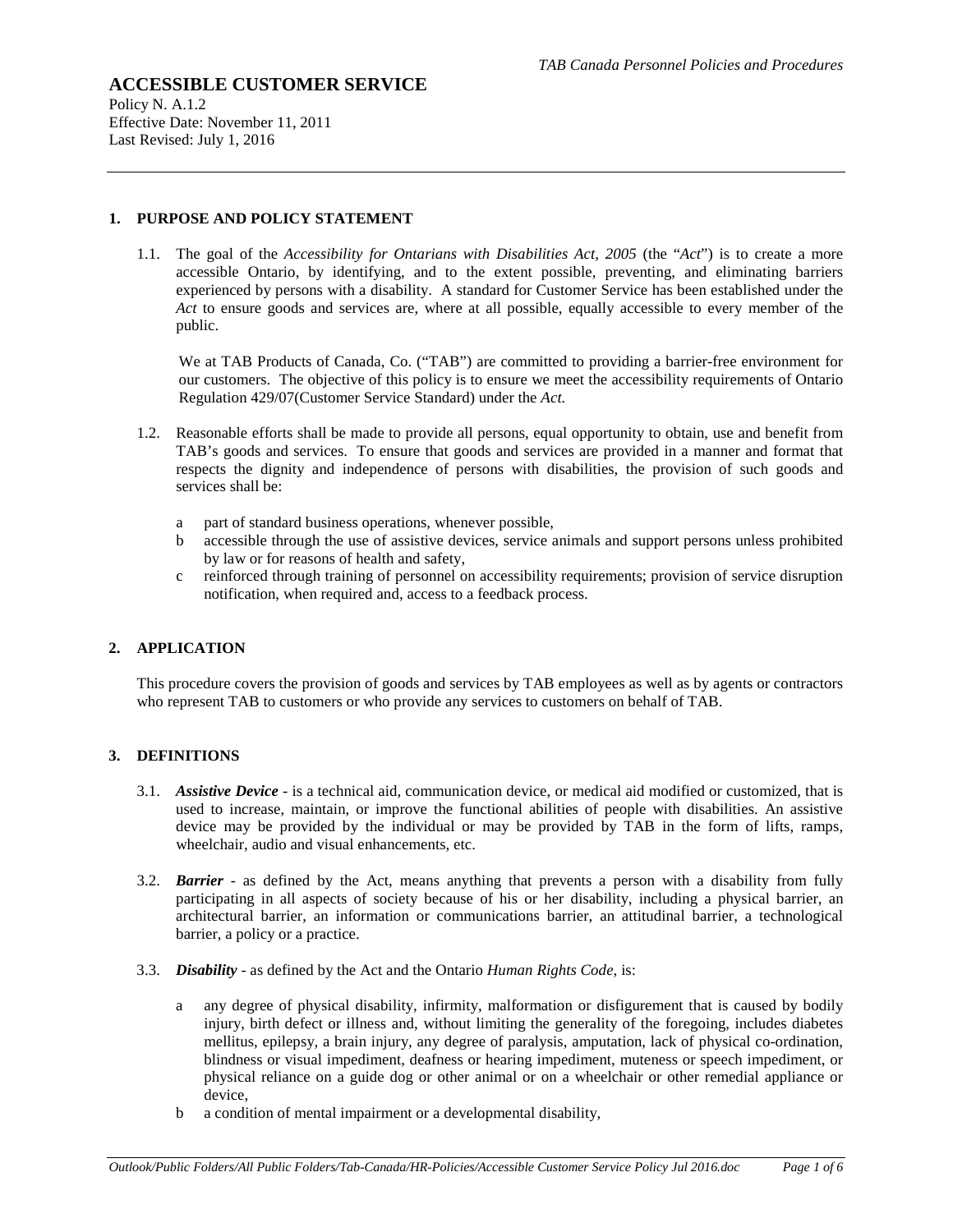# ACCESSIBLE CUSTOMER SERVICE

Policy N. A.1.2
Effective Date: November 11, 2011
Last Revised: July 1, 2016

---

## 1. PURPOSE AND POLICY STATEMENT

1.1. The goal of the *Accessibility for Ontarians with Disabilities Act, 2005* (the "*Act*") is to create a more accessible Ontario, by identifying, and to the extent possible, preventing, and eliminating barriers experienced by persons with a disability. A standard for Customer Service has been established under the *Act* to ensure goods and services are, where at all possible, equally accessible to every member of the public.

We at TAB Products of Canada, Co. ("TAB") are committed to providing a barrier-free environment for our customers. The objective of this policy is to ensure we meet the accessibility requirements of Ontario Regulation 429/07(Customer Service Standard) under the *Act.*

1.2. Reasonable efforts shall be made to provide all persons, equal opportunity to obtain, use and benefit from TAB's goods and services. To ensure that goods and services are provided in a manner and format that respects the dignity and independence of persons with disabilities, the provision of such goods and services shall be:

- a part of standard business operations, whenever possible,
- b accessible through the use of assistive devices, service animals and support persons unless prohibited by law or for reasons of health and safety,
- c reinforced through training of personnel on accessibility requirements; provision of service disruption notification, when required and, access to a feedback process.

## 2. APPLICATION

This procedure covers the provision of goods and services by TAB employees as well as by agents or contractors who represent TAB to customers or who provide any services to customers on behalf of TAB.

## 3. DEFINITIONS

3.1. ***Assistive Device*** - is a technical aid, communication device, or medical aid modified or customized, that is used to increase, maintain, or improve the functional abilities of people with disabilities. An assistive device may be provided by the individual or may be provided by TAB in the form of lifts, ramps, wheelchair, audio and visual enhancements, etc.

3.2. ***Barrier*** - as defined by the Act, means anything that prevents a person with a disability from fully participating in all aspects of society because of his or her disability, including a physical barrier, an architectural barrier, an information or communications barrier, an attitudinal barrier, a technological barrier, a policy or a practice.

3.3. ***Disability*** - as defined by the Act and the Ontario *Human Rights Code*, is:

- a any degree of physical disability, infirmity, malformation or disfigurement that is caused by bodily injury, birth defect or illness and, without limiting the generality of the foregoing, includes diabetes mellitus, epilepsy, a brain injury, any degree of paralysis, amputation, lack of physical co-ordination, blindness or visual impediment, deafness or hearing impediment, muteness or speech impediment, or physical reliance on a guide dog or other animal or on a wheelchair or other remedial appliance or device,
- b a condition of mental impairment or a developmental disability,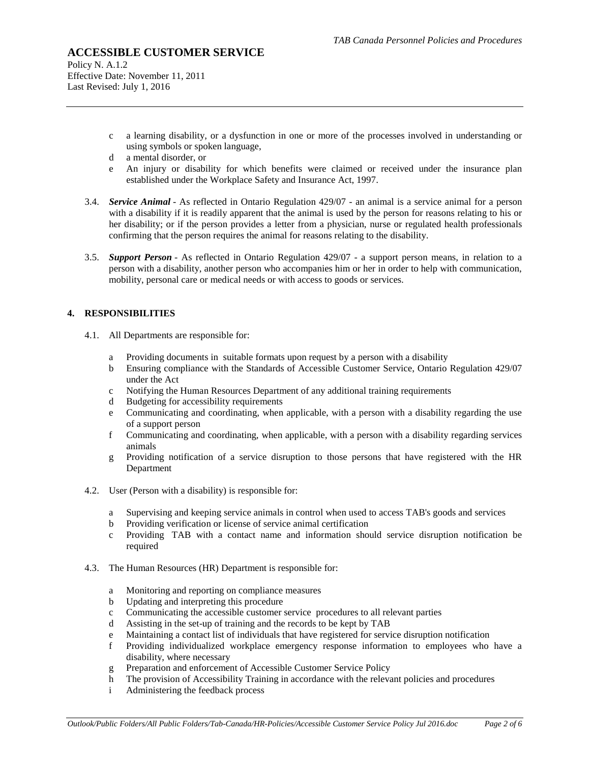c. a learning disability, or a dysfunction in one or more of the processes involved in understanding or using symbols or spoken language,
d. a mental disorder, or
e. An injury or disability for which benefits were claimed or received under the insurance plan established under the Workplace Safety and Insurance Act, 1997.

3.4. ***Service Animal*** - As reflected in Ontario Regulation 429/07 - an animal is a service animal for a person with a disability if it is readily apparent that the animal is used by the person for reasons relating to his or her disability; or if the person provides a letter from a physician, nurse or regulated health professionals confirming that the person requires the animal for reasons relating to the disability.

3.5. ***Support Person*** - As reflected in Ontario Regulation 429/07 - a support person means, in relation to a person with a disability, another person who accompanies him or her in order to help with communication, mobility, personal care or medical needs or with access to goods or services.

## 4. RESPONSIBILITIES

4.1. All Departments are responsible for:

a. Providing documents in suitable formats upon request by a person with a disability
b. Ensuring compliance with the Standards of Accessible Customer Service, Ontario Regulation 429/07 under the Act
c. Notifying the Human Resources Department of any additional training requirements
d. Budgeting for accessibility requirements
e. Communicating and coordinating, when applicable, with a person with a disability regarding the use of a support person
f. Communicating and coordinating, when applicable, with a person with a disability regarding services animals
g. Providing notification of a service disruption to those persons that have registered with the HR Department

4.2. User (Person with a disability) is responsible for:

a. Supervising and keeping service animals in control when used to access TAB's goods and services
b. Providing verification or license of service animal certification
c. Providing TAB with a contact name and information should service disruption notification be required

4.3. The Human Resources (HR) Department is responsible for:

a. Monitoring and reporting on compliance measures
b. Updating and interpreting this procedure
c. Communicating the accessible customer service procedures to all relevant parties
d. Assisting in the set-up of training and the records to be kept by TAB
e. Maintaining a contact list of individuals that have registered for service disruption notification
f. Providing individualized workplace emergency response information to employees who have a disability, where necessary
g. Preparation and enforcement of Accessible Customer Service Policy
h. The provision of Accessibility Training in accordance with the relevant policies and procedures
i. Administering the feedback process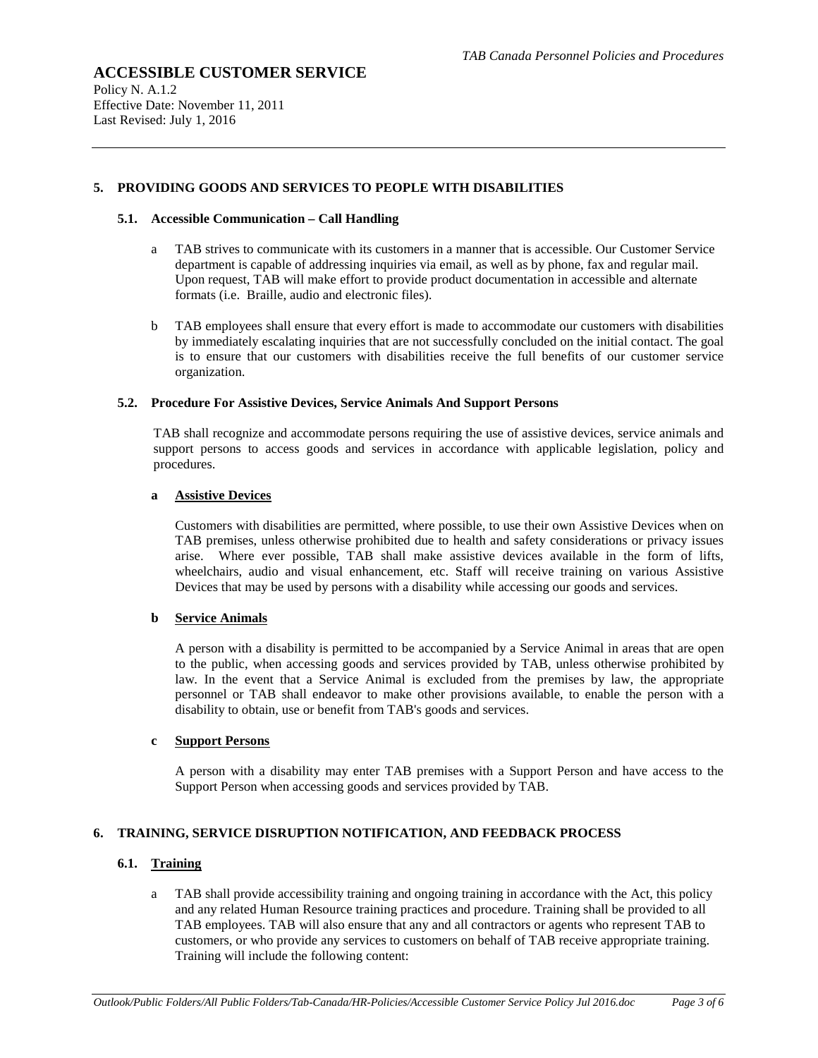## 5. PROVIDING GOODS AND SERVICES TO PEOPLE WITH DISABILITIES

### 5.1. Accessible Communication – Call Handling

a. TAB strives to communicate with its customers in a manner that is accessible. Our Customer Service department is capable of addressing inquiries via email, as well as by phone, fax and regular mail. Upon request, TAB will make effort to provide product documentation in accessible and alternate formats (i.e. Braille, audio and electronic files).

b. TAB employees shall ensure that every effort is made to accommodate our customers with disabilities by immediately escalating inquiries that are not successfully concluded on the initial contact. The goal is to ensure that our customers with disabilities receive the full benefits of our customer service organization.

### 5.2. Procedure For Assistive Devices, Service Animals And Support Persons

TAB shall recognize and accommodate persons requiring the use of assistive devices, service animals and support persons to access goods and services in accordance with applicable legislation, policy and procedures.

**a <u>Assistive Devices</u>**

Customers with disabilities are permitted, where possible, to use their own Assistive Devices when on TAB premises, unless otherwise prohibited due to health and safety considerations or privacy issues arise. Where ever possible, TAB shall make assistive devices available in the form of lifts, wheelchairs, audio and visual enhancement, etc. Staff will receive training on various Assistive Devices that may be used by persons with a disability while accessing our goods and services.

**b <u>Service Animals</u>**

A person with a disability is permitted to be accompanied by a Service Animal in areas that are open to the public, when accessing goods and services provided by TAB, unless otherwise prohibited by law. In the event that a Service Animal is excluded from the premises by law, the appropriate personnel or TAB shall endeavor to make other provisions available, to enable the person with a disability to obtain, use or benefit from TAB's goods and services.

**c <u>Support Persons</u>**

A person with a disability may enter TAB premises with a Support Person and have access to the Support Person when accessing goods and services provided by TAB.

## 6. TRAINING, SERVICE DISRUPTION NOTIFICATION, AND FEEDBACK PROCESS

### 6.1. <u>Training</u>

a. TAB shall provide accessibility training and ongoing training in accordance with the Act, this policy and any related Human Resource training practices and procedure. Training shall be provided to all TAB employees. TAB will also ensure that any and all contractors or agents who represent TAB to customers, or who provide any services to customers on behalf of TAB receive appropriate training. Training will include the following content: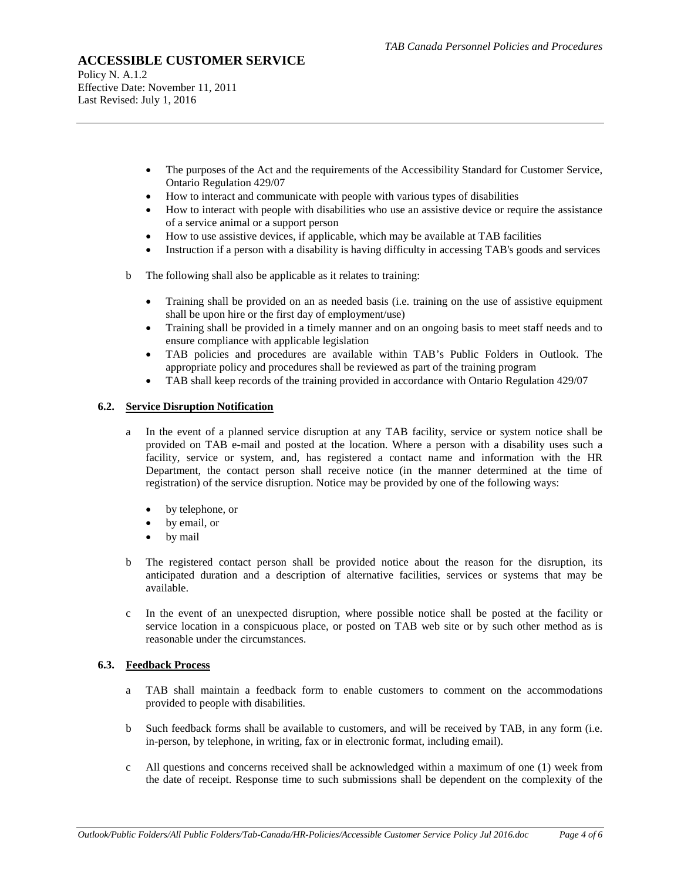- The purposes of the Act and the requirements of the Accessibility Standard for Customer Service, Ontario Regulation 429/07
- How to interact and communicate with people with various types of disabilities
- How to interact with people with disabilities who use an assistive device or require the assistance of a service animal or a support person
- How to use assistive devices, if applicable, which may be available at TAB facilities
- Instruction if a person with a disability is having difficulty in accessing TAB's goods and services

b The following shall also be applicable as it relates to training:

- Training shall be provided on an as needed basis (i.e. training on the use of assistive equipment shall be upon hire or the first day of employment/use)
- Training shall be provided in a timely manner and on an ongoing basis to meet staff needs and to ensure compliance with applicable legislation
- TAB policies and procedures are available within TAB's Public Folders in Outlook. The appropriate policy and procedures shall be reviewed as part of the training program
- TAB shall keep records of the training provided in accordance with Ontario Regulation 429/07

### 6.2. Service Disruption Notification

a In the event of a planned service disruption at any TAB facility, service or system notice shall be provided on TAB e-mail and posted at the location. Where a person with a disability uses such a facility, service or system, and, has registered a contact name and information with the HR Department, the contact person shall receive notice (in the manner determined at the time of registration) of the service disruption. Notice may be provided by one of the following ways:

- by telephone, or
- by email, or
- by mail

b The registered contact person shall be provided notice about the reason for the disruption, its anticipated duration and a description of alternative facilities, services or systems that may be available.

c In the event of an unexpected disruption, where possible notice shall be posted at the facility or service location in a conspicuous place, or posted on TAB web site or by such other method as is reasonable under the circumstances.

### 6.3. Feedback Process

a TAB shall maintain a feedback form to enable customers to comment on the accommodations provided to people with disabilities.

b Such feedback forms shall be available to customers, and will be received by TAB, in any form (i.e. in-person, by telephone, in writing, fax or in electronic format, including email).

c All questions and concerns received shall be acknowledged within a maximum of one (1) week from the date of receipt. Response time to such submissions shall be dependent on the complexity of the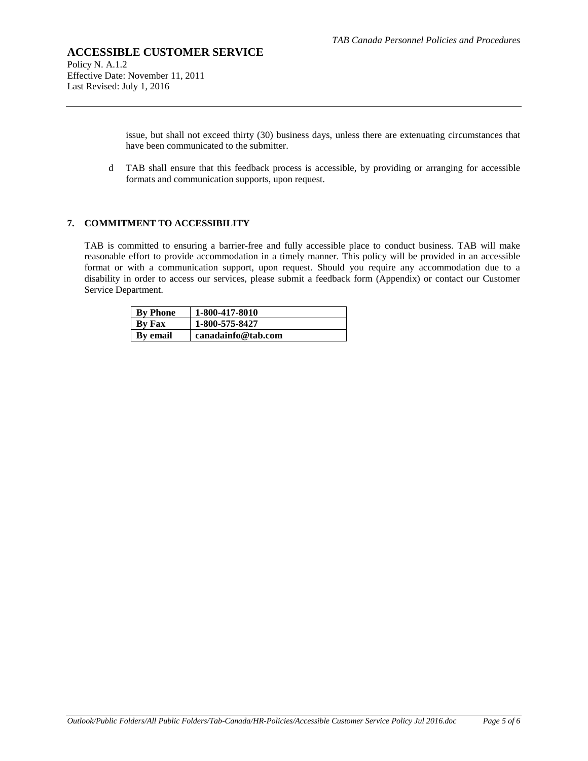issue, but shall not exceed thirty (30) business days, unless there are extenuating circumstances that have been communicated to the submitter.

d TAB shall ensure that this feedback process is accessible, by providing or arranging for accessible formats and communication supports, upon request.

## 7. COMMITMENT TO ACCESSIBILITY

TAB is committed to ensuring a barrier-free and fully accessible place to conduct business. TAB will make reasonable effort to provide accommodation in a timely manner. This policy will be provided in an accessible format or with a communication support, upon request. Should you require any accommodation due to a disability in order to access our services, please submit a feedback form (Appendix) or contact our Customer Service Department.

| **By Phone** | **1-800-417-8010** |
|---|---|
| **By Fax** | **1-800-575-8427** |
| **By email** | **canadainfo@tab.com** |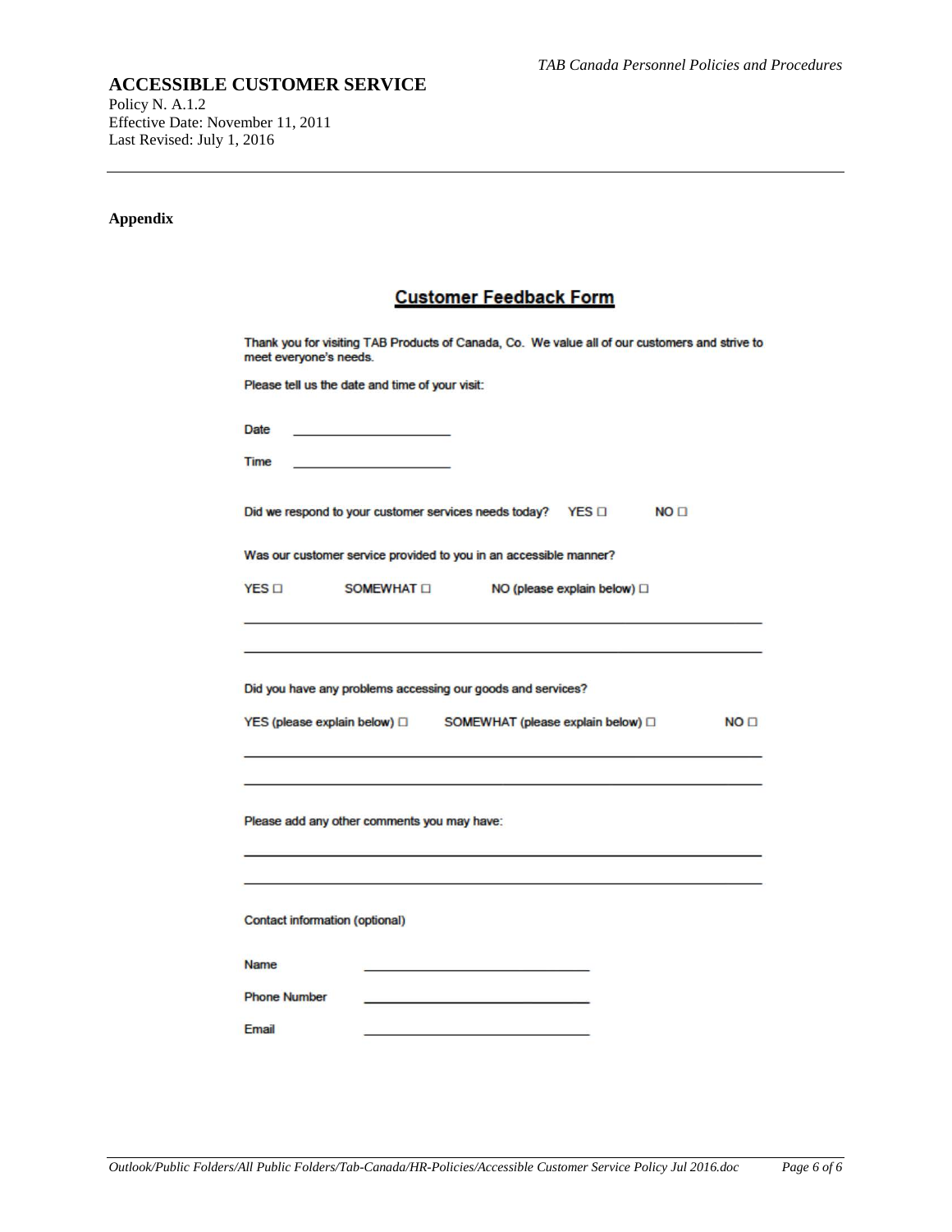# ACCESSIBLE CUSTOMER SERVICE

Policy N. A.1.2
Effective Date: November 11, 2011
Last Revised: July 1, 2016

**Appendix**

## Customer Feedback Form

Thank you for visiting TAB Products of Canada, Co. We value all of our customers and strive to meet everyone's needs.

Please tell us the date and time of your visit:

Date \_\_\_\_\_\_\_\_\_\_\_\_\_\_\_\_\_\_\_\_

Time \_\_\_\_\_\_\_\_\_\_\_\_\_\_\_\_\_\_\_\_

Did we respond to your customer services needs today? YES ☐ NO ☐

Was our customer service provided to you in an accessible manner?

YES ☐ SOMEWHAT ☐ NO (please explain below) ☐

\_\_\_\_\_\_\_\_\_\_\_\_\_\_\_\_\_\_\_\_\_\_\_\_\_\_\_\_\_\_\_\_\_\_\_\_\_\_\_\_\_\_\_\_\_\_\_\_\_\_\_\_\_\_\_\_

\_\_\_\_\_\_\_\_\_\_\_\_\_\_\_\_\_\_\_\_\_\_\_\_\_\_\_\_\_\_\_\_\_\_\_\_\_\_\_\_\_\_\_\_\_\_\_\_\_\_\_\_\_\_\_\_

Did you have any problems accessing our goods and services?

YES (please explain below) ☐ SOMEWHAT (please explain below) ☐ NO ☐

\_\_\_\_\_\_\_\_\_\_\_\_\_\_\_\_\_\_\_\_\_\_\_\_\_\_\_\_\_\_\_\_\_\_\_\_\_\_\_\_\_\_\_\_\_\_\_\_\_\_\_\_\_\_\_\_

\_\_\_\_\_\_\_\_\_\_\_\_\_\_\_\_\_\_\_\_\_\_\_\_\_\_\_\_\_\_\_\_\_\_\_\_\_\_\_\_\_\_\_\_\_\_\_\_\_\_\_\_\_\_\_\_

Please add any other comments you may have:

\_\_\_\_\_\_\_\_\_\_\_\_\_\_\_\_\_\_\_\_\_\_\_\_\_\_\_\_\_\_\_\_\_\_\_\_\_\_\_\_\_\_\_\_\_\_\_\_\_\_\_\_\_\_\_\_

\_\_\_\_\_\_\_\_\_\_\_\_\_\_\_\_\_\_\_\_\_\_\_\_\_\_\_\_\_\_\_\_\_\_\_\_\_\_\_\_\_\_\_\_\_\_\_\_\_\_\_\_\_\_\_\_

Contact information (optional)

Name \_\_\_\_\_\_\_\_\_\_\_\_\_\_\_\_\_\_\_\_\_\_\_\_\_\_\_\_

Phone Number \_\_\_\_\_\_\_\_\_\_\_\_\_\_\_\_\_\_\_\_\_\_\_\_\_\_\_\_

Email \_\_\_\_\_\_\_\_\_\_\_\_\_\_\_\_\_\_\_\_\_\_\_\_\_\_\_\_